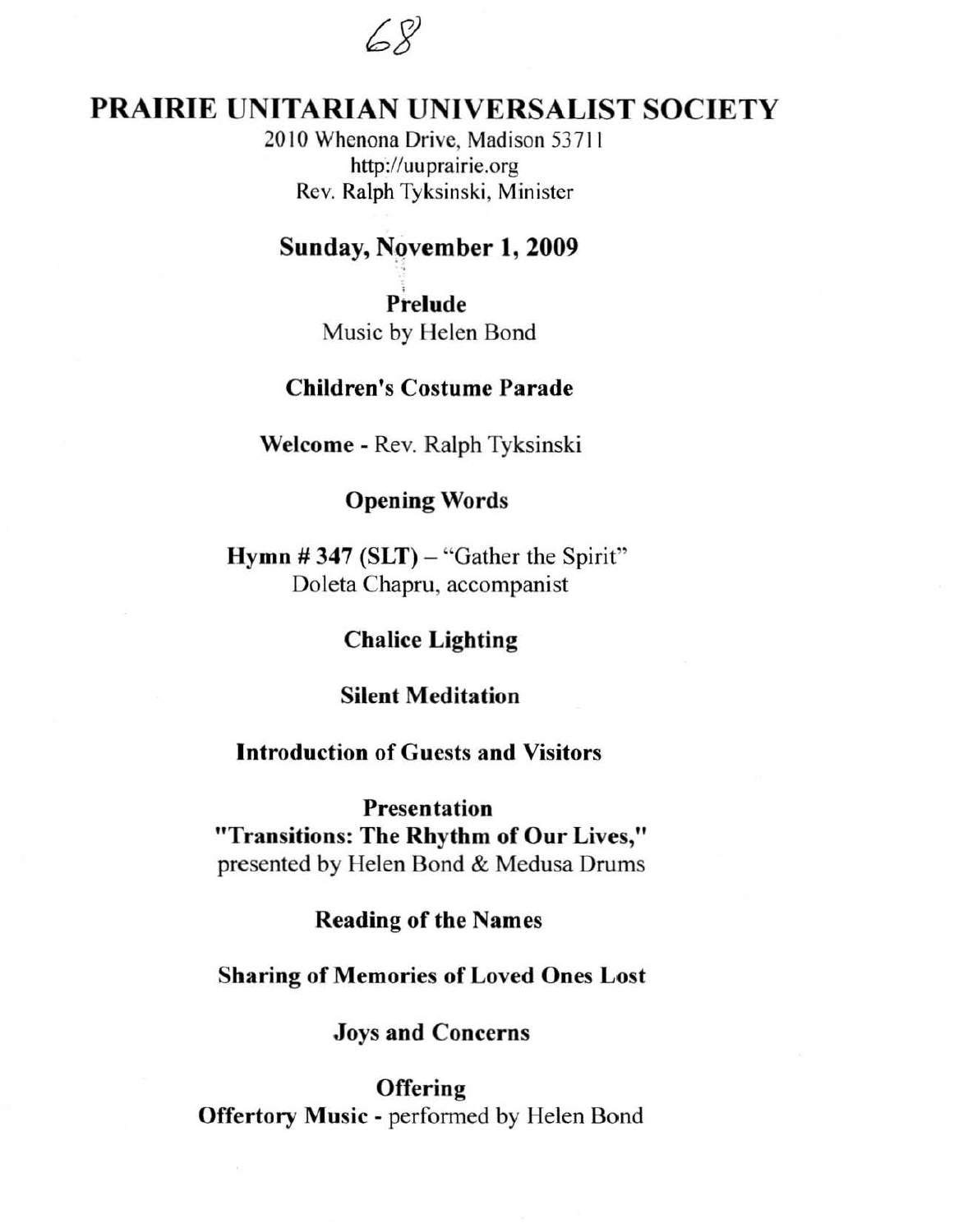# PRAIRIE UNITARIAN UNIVERSALIST SOCIETY

2010 Whenona Drive, Madison 53711
http://uuprairie.org
Rev. Ralph Tyksinski, Minister

## Sunday, November 1, 2009

**Prelude**
Music by Helen Bond

**Children's Costume Parade**

**Welcome** - Rev. Ralph Tyksinski

**Opening Words**

**Hymn # 347 (SLT)** – "Gather the Spirit"
Doleta Chapru, accompanist

**Chalice Lighting**

**Silent Meditation**

**Introduction of Guests and Visitors**

**Presentation**
**"Transitions: The Rhythm of Our Lives,"**
presented by Helen Bond & Medusa Drums

**Reading of the Names**

**Sharing of Memories of Loved Ones Lost**

**Joys and Concerns**

**Offering**
**Offertory Music** - performed by Helen Bond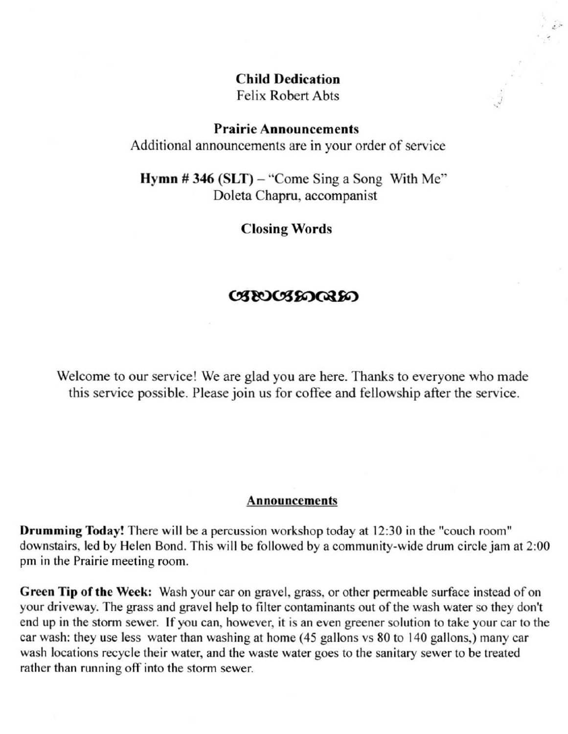**Child Dedication**
Felix Robert Abts

**Prairie Announcements**
Additional announcements are in your order of service

**Hymn # 346 (SLT)** – "Come Sing a Song With Me"
Doleta Chapru, accompanist

**Closing Words**

Welcome to our service! We are glad you are here. Thanks to everyone who made this service possible. Please join us for coffee and fellowship after the service.

## Announcements

**Drumming Today!** There will be a percussion workshop today at 12:30 in the "couch room" downstairs, led by Helen Bond. This will be followed by a community-wide drum circle jam at 2:00 pm in the Prairie meeting room.

**Green Tip of the Week:** Wash your car on gravel, grass, or other permeable surface instead of on your driveway. The grass and gravel help to filter contaminants out of the wash water so they don't end up in the storm sewer. If you can, however, it is an even greener solution to take your car to the car wash: they use less water than washing at home (45 gallons vs 80 to 140 gallons,) many car wash locations recycle their water, and the waste water goes to the sanitary sewer to be treated rather than running off into the storm sewer.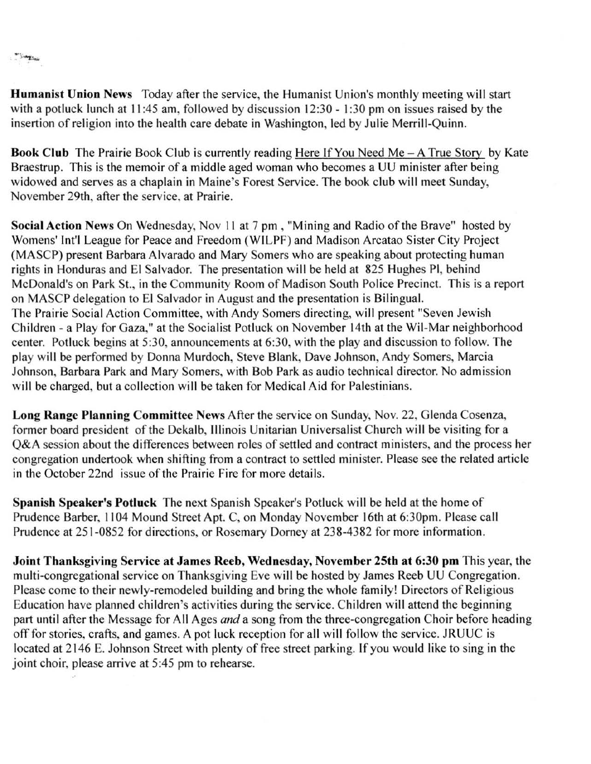**Humanist Union News** Today after the service, the Humanist Union's monthly meeting will start with a potluck lunch at 11:45 am, followed by discussion 12:30 - 1:30 pm on issues raised by the insertion of religion into the health care debate in Washington, led by Julie Merrill-Quinn.

**Book Club** The Prairie Book Club is currently reading Here If You Need Me – A True Story by Kate Braestrup. This is the memoir of a middle aged woman who becomes a UU minister after being widowed and serves as a chaplain in Maine's Forest Service. The book club will meet Sunday, November 29th, after the service, at Prairie.

**Social Action News** On Wednesday, Nov 11 at 7 pm , "Mining and Radio of the Brave" hosted by Womens' Int'l League for Peace and Freedom (WILPF) and Madison Arcatao Sister City Project (MASCP) present Barbara Alvarado and Mary Somers who are speaking about protecting human rights in Honduras and El Salvador. The presentation will be held at 825 Hughes Pl, behind McDonald's on Park St., in the Community Room of Madison South Police Precinct. This is a report on MASCP delegation to El Salvador in August and the presentation is Bilingual.
The Prairie Social Action Committee, with Andy Somers directing, will present "Seven Jewish Children - a Play for Gaza," at the Socialist Potluck on November 14th at the Wil-Mar neighborhood center. Potluck begins at 5:30, announcements at 6:30, with the play and discussion to follow. The play will be performed by Donna Murdoch, Steve Blank, Dave Johnson, Andy Somers, Marcia Johnson, Barbara Park and Mary Somers, with Bob Park as audio technical director. No admission will be charged, but a collection will be taken for Medical Aid for Palestinians.

**Long Range Planning Committee News** After the service on Sunday, Nov. 22, Glenda Cosenza, former board president of the Dekalb, Illinois Unitarian Universalist Church will be visiting for a Q&A session about the differences between roles of settled and contract ministers, and the process her congregation undertook when shifting from a contract to settled minister. Please see the related article in the October 22nd issue of the Prairie Fire for more details.

**Spanish Speaker's Potluck** The next Spanish Speaker's Potluck will be held at the home of Prudence Barber, 1104 Mound Street Apt. C, on Monday November 16th at 6:30pm. Please call Prudence at 251-0852 for directions, or Rosemary Dorney at 238-4382 for more information.

**Joint Thanksgiving Service at James Reeb, Wednesday, November 25th at 6:30 pm** This year, the multi-congregational service on Thanksgiving Eve will be hosted by James Reeb UU Congregation. Please come to their newly-remodeled building and bring the whole family! Directors of Religious Education have planned children's activities during the service. Children will attend the beginning part until after the Message for All Ages *and* a song from the three-congregation Choir before heading off for stories, crafts, and games. A pot luck reception for all will follow the service. JRUUC is located at 2146 E. Johnson Street with plenty of free street parking. If you would like to sing in the joint choir, please arrive at 5:45 pm to rehearse.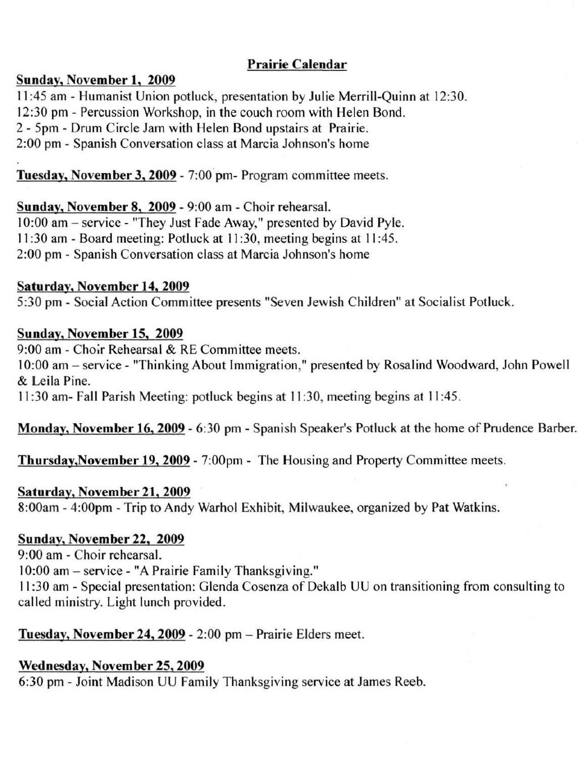## Prairie Calendar

**Sunday, November 1, 2009**

11:45 am - Humanist Union potluck, presentation by Julie Merrill-Quinn at 12:30.
12:30 pm - Percussion Workshop, in the couch room with Helen Bond.
2 - 5pm - Drum Circle Jam with Helen Bond upstairs at Prairie.
2:00 pm - Spanish Conversation class at Marcia Johnson's home

**Tuesday, November 3, 2009** - 7:00 pm- Program committee meets.

**Sunday, November 8, 2009** - 9:00 am - Choir rehearsal.
10:00 am – service - "They Just Fade Away," presented by David Pyle.
11:30 am - Board meeting: Potluck at 11:30, meeting begins at 11:45.
2:00 pm - Spanish Conversation class at Marcia Johnson's home

**Saturday, November 14, 2009**

5:30 pm - Social Action Committee presents "Seven Jewish Children" at Socialist Potluck.

**Sunday, November 15, 2009**

9:00 am - Choir Rehearsal & RE Committee meets.
10:00 am – service - "Thinking About Immigration," presented by Rosalind Woodward, John Powell & Leila Pine.
11:30 am- Fall Parish Meeting: potluck begins at 11:30, meeting begins at 11:45.

**Monday, November 16, 2009** - 6:30 pm - Spanish Speaker's Potluck at the home of Prudence Barber.

**Thursday,November 19, 2009** - 7:00pm - The Housing and Property Committee meets.

**Saturday, November 21, 2009**

8:00am - 4:00pm - Trip to Andy Warhol Exhibit, Milwaukee, organized by Pat Watkins.

**Sunday, November 22, 2009**

9:00 am - Choir rehearsal.
10:00 am – service - "A Prairie Family Thanksgiving."
11:30 am - Special presentation: Glenda Cosenza of Dekalb UU on transitioning from consulting to called ministry. Light lunch provided.

**Tuesday, November 24, 2009** - 2:00 pm – Prairie Elders meet.

**Wednesday, November 25, 2009**

6:30 pm - Joint Madison UU Family Thanksgiving service at James Reeb.